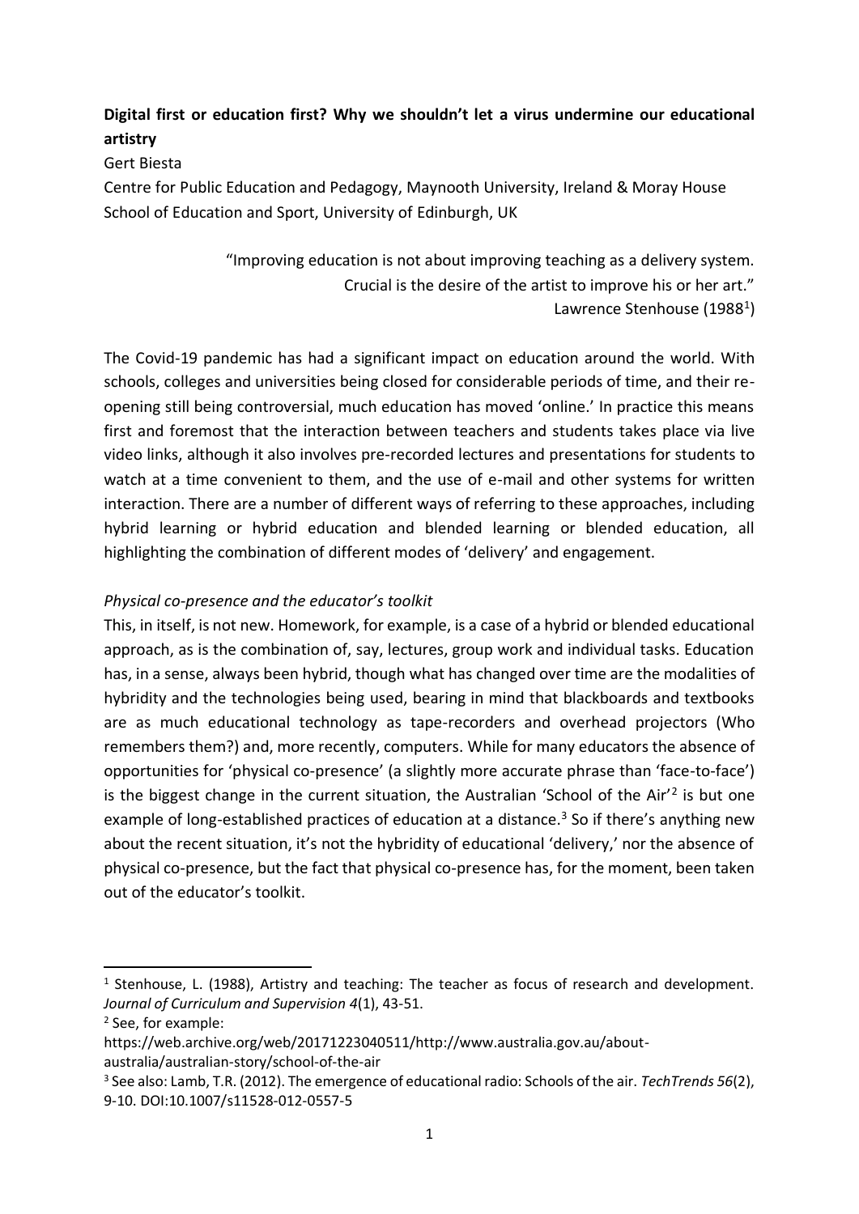**Digital first or education first? Why we shouldn't let a virus undermine our educational artistry**

Gert Biesta

Centre for Public Education and Pedagogy, Maynooth University, Ireland & Moray House School of Education and Sport, University of Edinburgh, UK

> "Improving education is not about improving teaching as a delivery system.
> Crucial is the desire of the artist to improve his or her art."
> Lawrence Stenhouse (1988[1])

The Covid-19 pandemic has had a significant impact on education around the world. With schools, colleges and universities being closed for considerable periods of time, and their re-opening still being controversial, much education has moved 'online.' In practice this means first and foremost that the interaction between teachers and students takes place via live video links, although it also involves pre-recorded lectures and presentations for students to watch at a time convenient to them, and the use of e-mail and other systems for written interaction. There are a number of different ways of referring to these approaches, including hybrid learning or hybrid education and blended learning or blended education, all highlighting the combination of different modes of 'delivery' and engagement.

*Physical co-presence and the educator's toolkit*

This, in itself, is not new. Homework, for example, is a case of a hybrid or blended educational approach, as is the combination of, say, lectures, group work and individual tasks. Education has, in a sense, always been hybrid, though what has changed over time are the modalities of hybridity and the technologies being used, bearing in mind that blackboards and textbooks are as much educational technology as tape-recorders and overhead projectors (Who remembers them?) and, more recently, computers. While for many educators the absence of opportunities for 'physical co-presence' (a slightly more accurate phrase than 'face-to-face') is the biggest change in the current situation, the Australian 'School of the Air'[2] is but one example of long-established practices of education at a distance.[3] So if there's anything new about the recent situation, it's not the hybridity of educational 'delivery,' nor the absence of physical co-presence, but the fact that physical co-presence has, for the moment, been taken out of the educator's toolkit.

---

[1] Stenhouse, L. (1988), Artistry and teaching: The teacher as focus of research and development. *Journal of Curriculum and Supervision 4*(1), 43-51.

[2] See, for example: https://web.archive.org/web/20171223040511/http://www.australia.gov.au/about-australia/australian-story/school-of-the-air

[3] See also: Lamb, T.R. (2012). The emergence of educational radio: Schools of the air. *TechTrends 56*(2), 9-10. DOI:10.1007/s11528-012-0557-5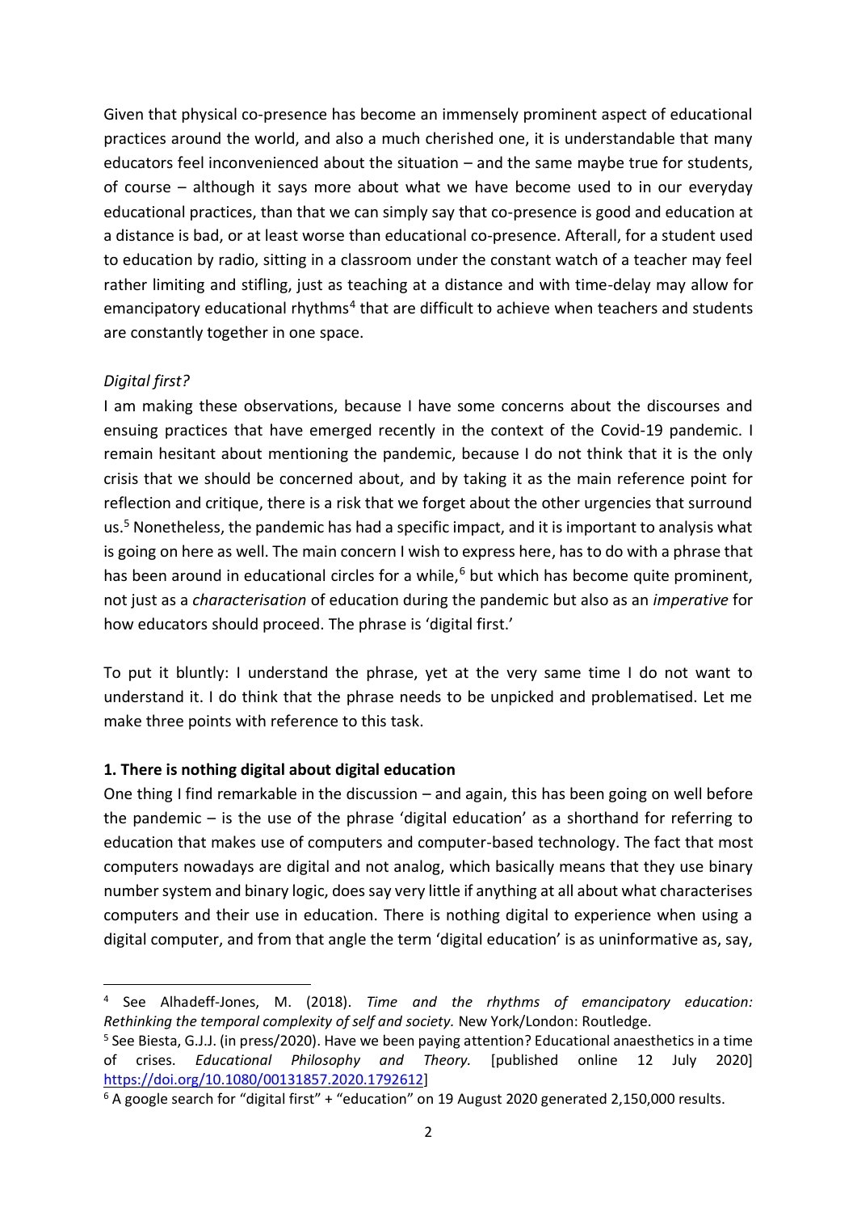Given that physical co-presence has become an immensely prominent aspect of educational practices around the world, and also a much cherished one, it is understandable that many educators feel inconvenienced about the situation – and the same maybe true for students, of course – although it says more about what we have become used to in our everyday educational practices, than that we can simply say that co-presence is good and education at a distance is bad, or at least worse than educational co-presence. Afterall, for a student used to education by radio, sitting in a classroom under the constant watch of a teacher may feel rather limiting and stifling, just as teaching at a distance and with time-delay may allow for emancipatory educational rhythms[4] that are difficult to achieve when teachers and students are constantly together in one space.

*Digital first?*

I am making these observations, because I have some concerns about the discourses and ensuing practices that have emerged recently in the context of the Covid-19 pandemic. I remain hesitant about mentioning the pandemic, because I do not think that it is the only crisis that we should be concerned about, and by taking it as the main reference point for reflection and critique, there is a risk that we forget about the other urgencies that surround us.[5] Nonetheless, the pandemic has had a specific impact, and it is important to analysis what is going on here as well. The main concern I wish to express here, has to do with a phrase that has been around in educational circles for a while,[6] but which has become quite prominent, not just as a *characterisation* of education during the pandemic but also as an *imperative* for how educators should proceed. The phrase is 'digital first.'

To put it bluntly: I understand the phrase, yet at the very same time I do not want to understand it. I do think that the phrase needs to be unpicked and problematised. Let me make three points with reference to this task.

**1. There is nothing digital about digital education**

One thing I find remarkable in the discussion – and again, this has been going on well before the pandemic – is the use of the phrase 'digital education' as a shorthand for referring to education that makes use of computers and computer-based technology. The fact that most computers nowadays are digital and not analog, which basically means that they use binary number system and binary logic, does say very little if anything at all about what characterises computers and their use in education. There is nothing digital to experience when using a digital computer, and from that angle the term 'digital education' is as uninformative as, say,

---

[4] See Alhadeff-Jones, M. (2018). *Time and the rhythms of emancipatory education: Rethinking the temporal complexity of self and society.* New York/London: Routledge.

[5] See Biesta, G.J.J. (in press/2020). Have we been paying attention? Educational anaesthetics in a time of crises. *Educational Philosophy and Theory.* [published online 12 July 2020] https://doi.org/10.1080/00131857.2020.1792612]

[6] A google search for "digital first" + "education" on 19 August 2020 generated 2,150,000 results.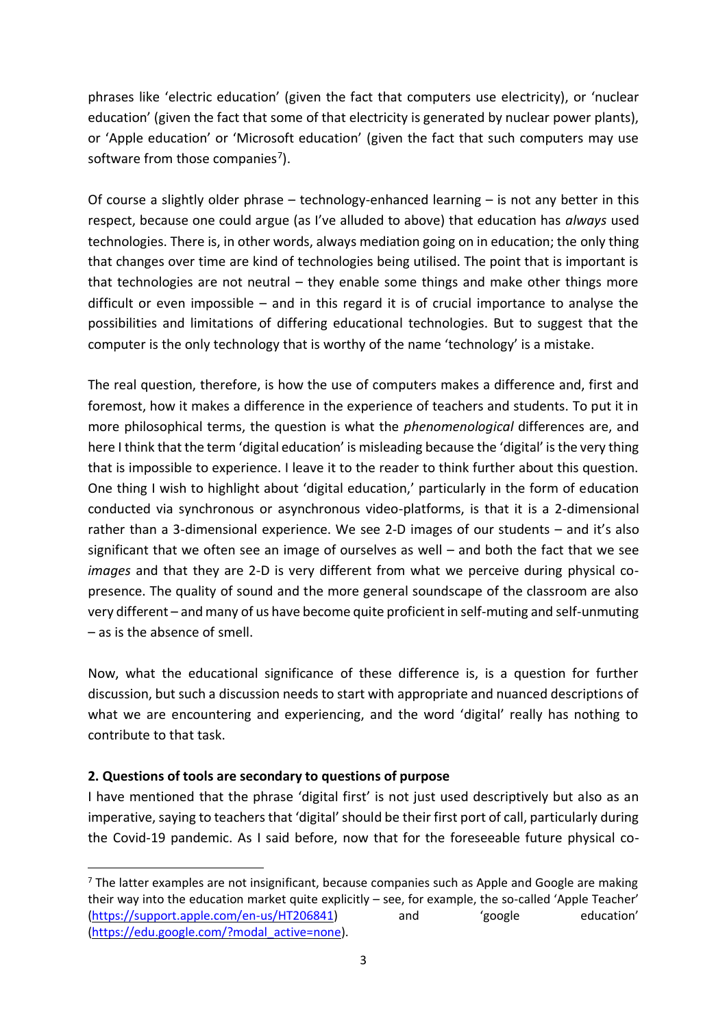phrases like 'electric education' (given the fact that computers use electricity), or 'nuclear education' (given the fact that some of that electricity is generated by nuclear power plants), or 'Apple education' or 'Microsoft education' (given the fact that such computers may use software from those companies[7]).

Of course a slightly older phrase – technology-enhanced learning – is not any better in this respect, because one could argue (as I've alluded to above) that education has *always* used technologies. There is, in other words, always mediation going on in education; the only thing that changes over time are kind of technologies being utilised. The point that is important is that technologies are not neutral – they enable some things and make other things more difficult or even impossible – and in this regard it is of crucial importance to analyse the possibilities and limitations of differing educational technologies. But to suggest that the computer is the only technology that is worthy of the name 'technology' is a mistake.

The real question, therefore, is how the use of computers makes a difference and, first and foremost, how it makes a difference in the experience of teachers and students. To put it in more philosophical terms, the question is what the *phenomenological* differences are, and here I think that the term 'digital education' is misleading because the 'digital' is the very thing that is impossible to experience. I leave it to the reader to think further about this question. One thing I wish to highlight about 'digital education,' particularly in the form of education conducted via synchronous or asynchronous video-platforms, is that it is a 2-dimensional rather than a 3-dimensional experience. We see 2-D images of our students – and it's also significant that we often see an image of ourselves as well – and both the fact that we see *images* and that they are 2-D is very different from what we perceive during physical co-presence. The quality of sound and the more general soundscape of the classroom are also very different – and many of us have become quite proficient in self-muting and self-unmuting – as is the absence of smell.

Now, what the educational significance of these difference is, is a question for further discussion, but such a discussion needs to start with appropriate and nuanced descriptions of what we are encountering and experiencing, and the word 'digital' really has nothing to contribute to that task.

## 2. Questions of tools are secondary to questions of purpose

I have mentioned that the phrase 'digital first' is not just used descriptively but also as an imperative, saying to teachers that 'digital' should be their first port of call, particularly during the Covid-19 pandemic. As I said before, now that for the foreseeable future physical co-

---

[7] The latter examples are not insignificant, because companies such as Apple and Google are making their way into the education market quite explicitly – see, for example, the so-called 'Apple Teacher' (https://support.apple.com/en-us/HT206841) and 'google education' (https://edu.google.com/?modal_active=none).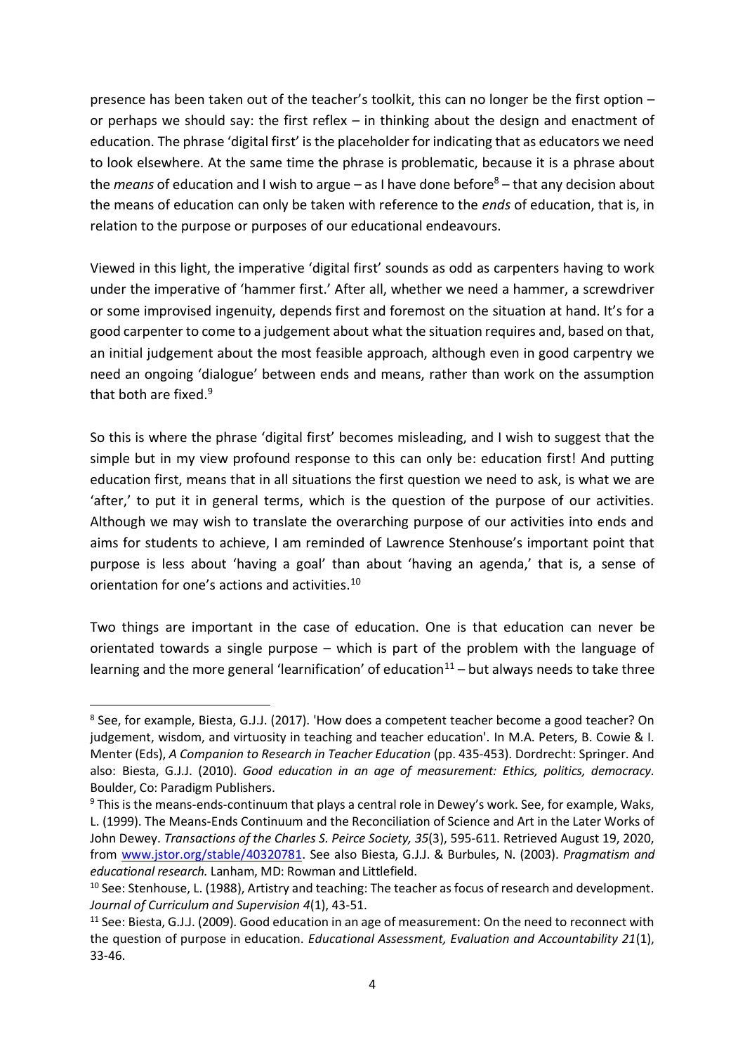presence has been taken out of the teacher's toolkit, this can no longer be the first option – or perhaps we should say: the first reflex – in thinking about the design and enactment of education. The phrase 'digital first' is the placeholder for indicating that as educators we need to look elsewhere. At the same time the phrase is problematic, because it is a phrase about the *means* of education and I wish to argue – as I have done before[8] – that any decision about the means of education can only be taken with reference to the *ends* of education, that is, in relation to the purpose or purposes of our educational endeavours.

Viewed in this light, the imperative 'digital first' sounds as odd as carpenters having to work under the imperative of 'hammer first.' After all, whether we need a hammer, a screwdriver or some improvised ingenuity, depends first and foremost on the situation at hand. It's for a good carpenter to come to a judgement about what the situation requires and, based on that, an initial judgement about the most feasible approach, although even in good carpentry we need an ongoing 'dialogue' between ends and means, rather than work on the assumption that both are fixed.[9]

So this is where the phrase 'digital first' becomes misleading, and I wish to suggest that the simple but in my view profound response to this can only be: education first! And putting education first, means that in all situations the first question we need to ask, is what we are 'after,' to put it in general terms, which is the question of the purpose of our activities. Although we may wish to translate the overarching purpose of our activities into ends and aims for students to achieve, I am reminded of Lawrence Stenhouse's important point that purpose is less about 'having a goal' than about 'having an agenda,' that is, a sense of orientation for one's actions and activities.[10]

Two things are important in the case of education. One is that education can never be orientated towards a single purpose – which is part of the problem with the language of learning and the more general 'learnification' of education[11] – but always needs to take three

---

[8] See, for example, Biesta, G.J.J. (2017). 'How does a competent teacher become a good teacher? On judgement, wisdom, and virtuosity in teaching and teacher education'. In M.A. Peters, B. Cowie & I. Menter (Eds), *A Companion to Research in Teacher Education* (pp. 435-453). Dordrecht: Springer. And also: Biesta, G.J.J. (2010). *Good education in an age of measurement: Ethics, politics, democracy.* Boulder, Co: Paradigm Publishers.

[9] This is the means-ends-continuum that plays a central role in Dewey's work. See, for example, Waks, L. (1999). The Means-Ends Continuum and the Reconciliation of Science and Art in the Later Works of John Dewey. *Transactions of the Charles S. Peirce Society, 35*(3), 595-611. Retrieved August 19, 2020, from www.jstor.org/stable/40320781. See also Biesta, G.J.J. & Burbules, N. (2003). *Pragmatism and educational research.* Lanham, MD: Rowman and Littlefield.

[10] See: Stenhouse, L. (1988), Artistry and teaching: The teacher as focus of research and development. *Journal of Curriculum and Supervision 4*(1), 43-51.

[11] See: Biesta, G.J.J. (2009). Good education in an age of measurement: On the need to reconnect with the question of purpose in education. *Educational Assessment, Evaluation and Accountability 21*(1), 33-46.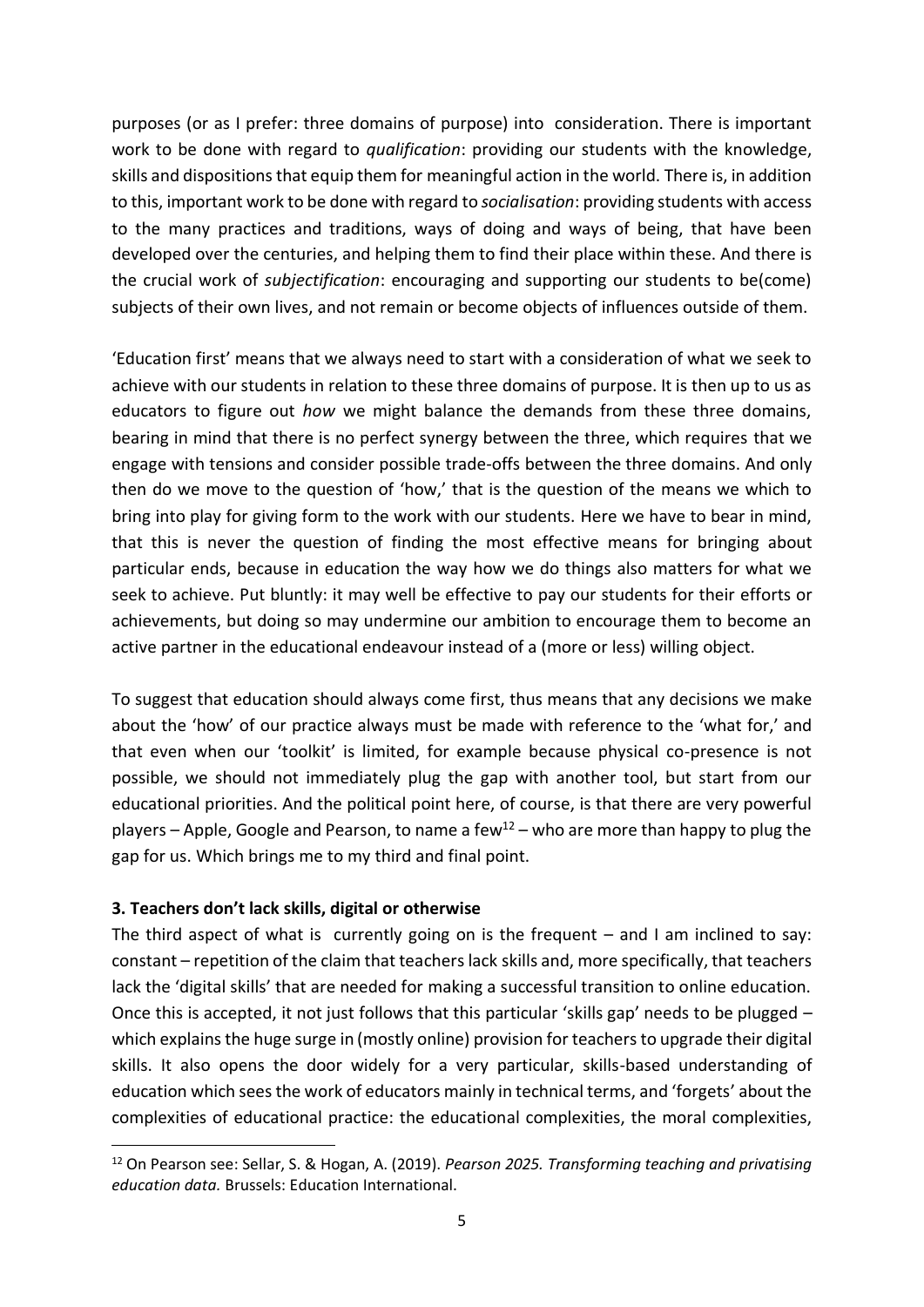purposes (or as I prefer: three domains of purpose) into consideration. There is important work to be done with regard to *qualification*: providing our students with the knowledge, skills and dispositions that equip them for meaningful action in the world. There is, in addition to this, important work to be done with regard to *socialisation*: providing students with access to the many practices and traditions, ways of doing and ways of being, that have been developed over the centuries, and helping them to find their place within these. And there is the crucial work of *subjectification*: encouraging and supporting our students to be(come) subjects of their own lives, and not remain or become objects of influences outside of them.

'Education first' means that we always need to start with a consideration of what we seek to achieve with our students in relation to these three domains of purpose. It is then up to us as educators to figure out *how* we might balance the demands from these three domains, bearing in mind that there is no perfect synergy between the three, which requires that we engage with tensions and consider possible trade-offs between the three domains. And only then do we move to the question of 'how,' that is the question of the means we which to bring into play for giving form to the work with our students. Here we have to bear in mind, that this is never the question of finding the most effective means for bringing about particular ends, because in education the way how we do things also matters for what we seek to achieve. Put bluntly: it may well be effective to pay our students for their efforts or achievements, but doing so may undermine our ambition to encourage them to become an active partner in the educational endeavour instead of a (more or less) willing object.

To suggest that education should always come first, thus means that any decisions we make about the 'how' of our practice always must be made with reference to the 'what for,' and that even when our 'toolkit' is limited, for example because physical co-presence is not possible, we should not immediately plug the gap with another tool, but start from our educational priorities. And the political point here, of course, is that there are very powerful players – Apple, Google and Pearson, to name a few[12] – who are more than happy to plug the gap for us. Which brings me to my third and final point.

**3. Teachers don't lack skills, digital or otherwise**

The third aspect of what is currently going on is the frequent – and I am inclined to say: constant – repetition of the claim that teachers lack skills and, more specifically, that teachers lack the 'digital skills' that are needed for making a successful transition to online education. Once this is accepted, it not just follows that this particular 'skills gap' needs to be plugged – which explains the huge surge in (mostly online) provision for teachers to upgrade their digital skills. It also opens the door widely for a very particular, skills-based understanding of education which sees the work of educators mainly in technical terms, and 'forgets' about the complexities of educational practice: the educational complexities, the moral complexities,

[12] On Pearson see: Sellar, S. & Hogan, A. (2019). *Pearson 2025. Transforming teaching and privatising education data.* Brussels: Education International.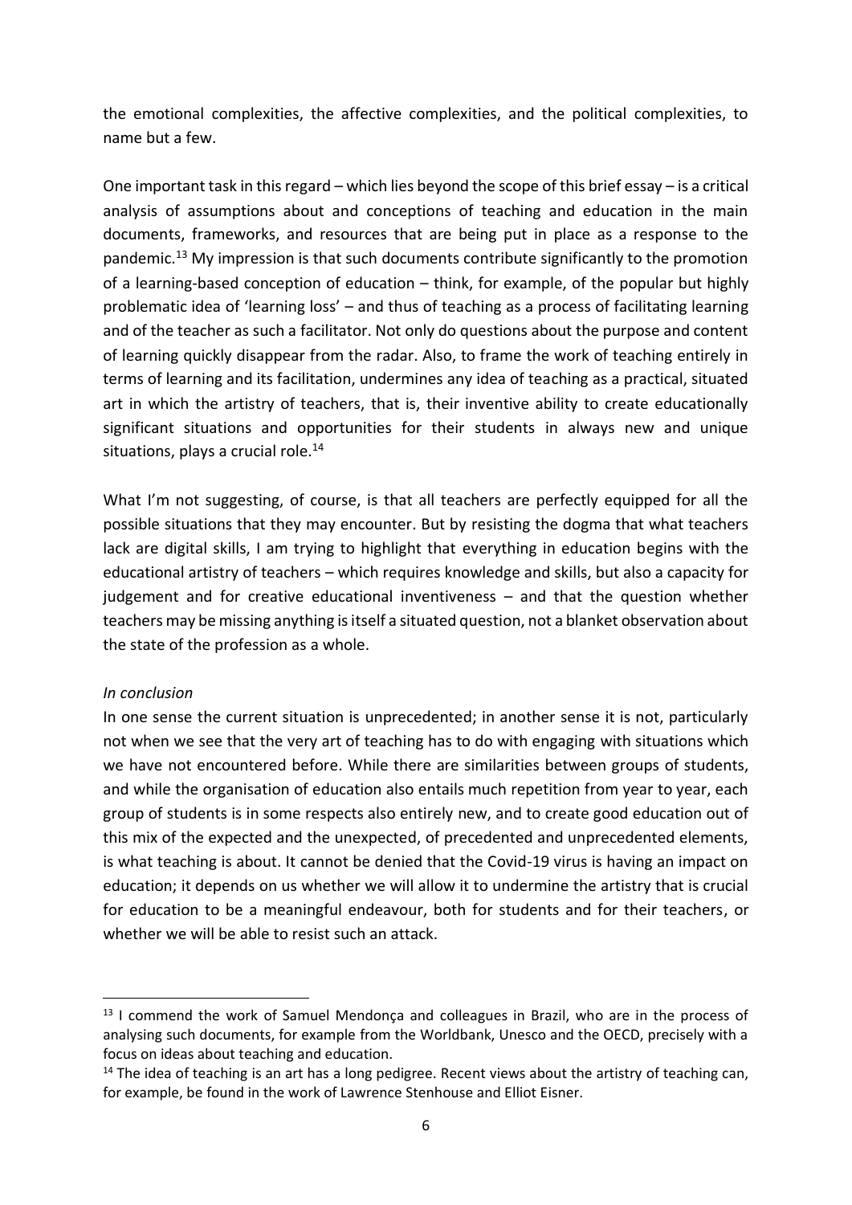the emotional complexities, the affective complexities, and the political complexities, to name but a few.

One important task in this regard – which lies beyond the scope of this brief essay – is a critical analysis of assumptions about and conceptions of teaching and education in the main documents, frameworks, and resources that are being put in place as a response to the pandemic.[13] My impression is that such documents contribute significantly to the promotion of a learning-based conception of education – think, for example, of the popular but highly problematic idea of 'learning loss' – and thus of teaching as a process of facilitating learning and of the teacher as such a facilitator. Not only do questions about the purpose and content of learning quickly disappear from the radar. Also, to frame the work of teaching entirely in terms of learning and its facilitation, undermines any idea of teaching as a practical, situated art in which the artistry of teachers, that is, their inventive ability to create educationally significant situations and opportunities for their students in always new and unique situations, plays a crucial role.[14]

What I'm not suggesting, of course, is that all teachers are perfectly equipped for all the possible situations that they may encounter. But by resisting the dogma that what teachers lack are digital skills, I am trying to highlight that everything in education begins with the educational artistry of teachers – which requires knowledge and skills, but also a capacity for judgement and for creative educational inventiveness – and that the question whether teachers may be missing anything is itself a situated question, not a blanket observation about the state of the profession as a whole.

*In conclusion*

In one sense the current situation is unprecedented; in another sense it is not, particularly not when we see that the very art of teaching has to do with engaging with situations which we have not encountered before. While there are similarities between groups of students, and while the organisation of education also entails much repetition from year to year, each group of students is in some respects also entirely new, and to create good education out of this mix of the expected and the unexpected, of precedented and unprecedented elements, is what teaching is about. It cannot be denied that the Covid-19 virus is having an impact on education; it depends on us whether we will allow it to undermine the artistry that is crucial for education to be a meaningful endeavour, both for students and for their teachers, or whether we will be able to resist such an attack.

---

[13] I commend the work of Samuel Mendonça and colleagues in Brazil, who are in the process of analysing such documents, for example from the Worldbank, Unesco and the OECD, precisely with a focus on ideas about teaching and education.

[14] The idea of teaching is an art has a long pedigree. Recent views about the artistry of teaching can, for example, be found in the work of Lawrence Stenhouse and Elliot Eisner.